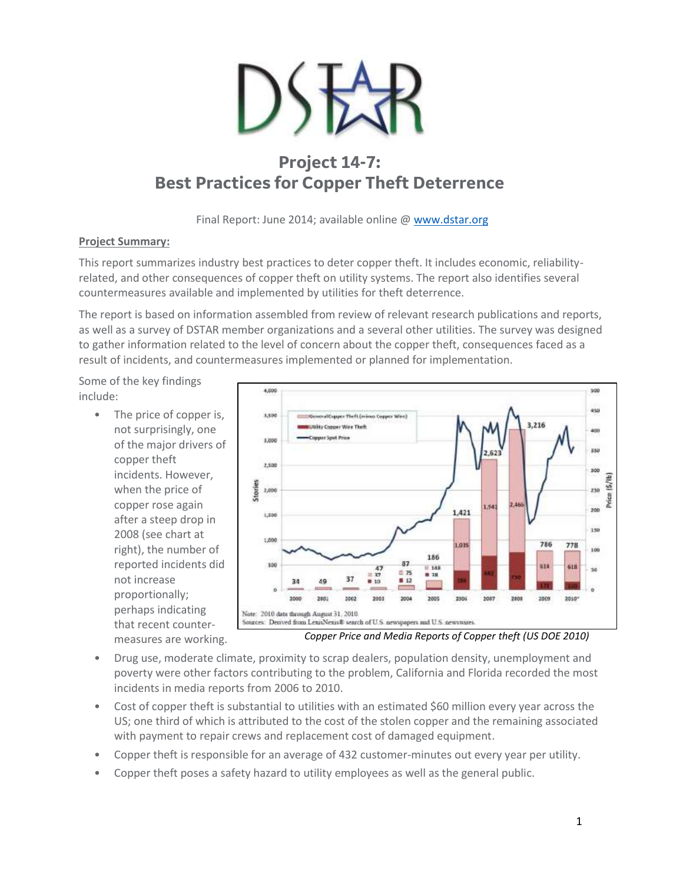# Project 14-7:
# Best Practices for Copper Theft Deterrence

Final Report: June 2014; available online @ www.dstar.org

**Project Summary:**

This report summarizes industry best practices to deter copper theft. It includes economic, reliability-related, and other consequences of copper theft on utility systems. The report also identifies several countermeasures available and implemented by utilities for theft deterrence.

The report is based on information assembled from review of relevant research publications and reports, as well as a survey of DSTAR member organizations and a several other utilities. The survey was designed to gather information related to the level of concern about the copper theft, consequences faced as a result of incidents, and countermeasures implemented or planned for implementation.

Some of the key findings include:

- The price of copper is, not surprisingly, one of the major drivers of copper theft incidents. However, when the price of copper rose again after a steep drop in 2008 (see chart at right), the number of reported incidents did not increase proportionally; perhaps indicating that recent counter-measures are working.

*Copper Price and Media Reports of Copper theft (US DOE 2010)*

- Drug use, moderate climate, proximity to scrap dealers, population density, unemployment and poverty were other factors contributing to the problem, California and Florida recorded the most incidents in media reports from 2006 to 2010.
- Cost of copper theft is substantial to utilities with an estimated $60 million every year across the US; one third of which is attributed to the cost of the stolen copper and the remaining associated with payment to repair crews and replacement cost of damaged equipment.
- Copper theft is responsible for an average of 432 customer-minutes out every year per utility.
- Copper theft poses a safety hazard to utility employees as well as the general public.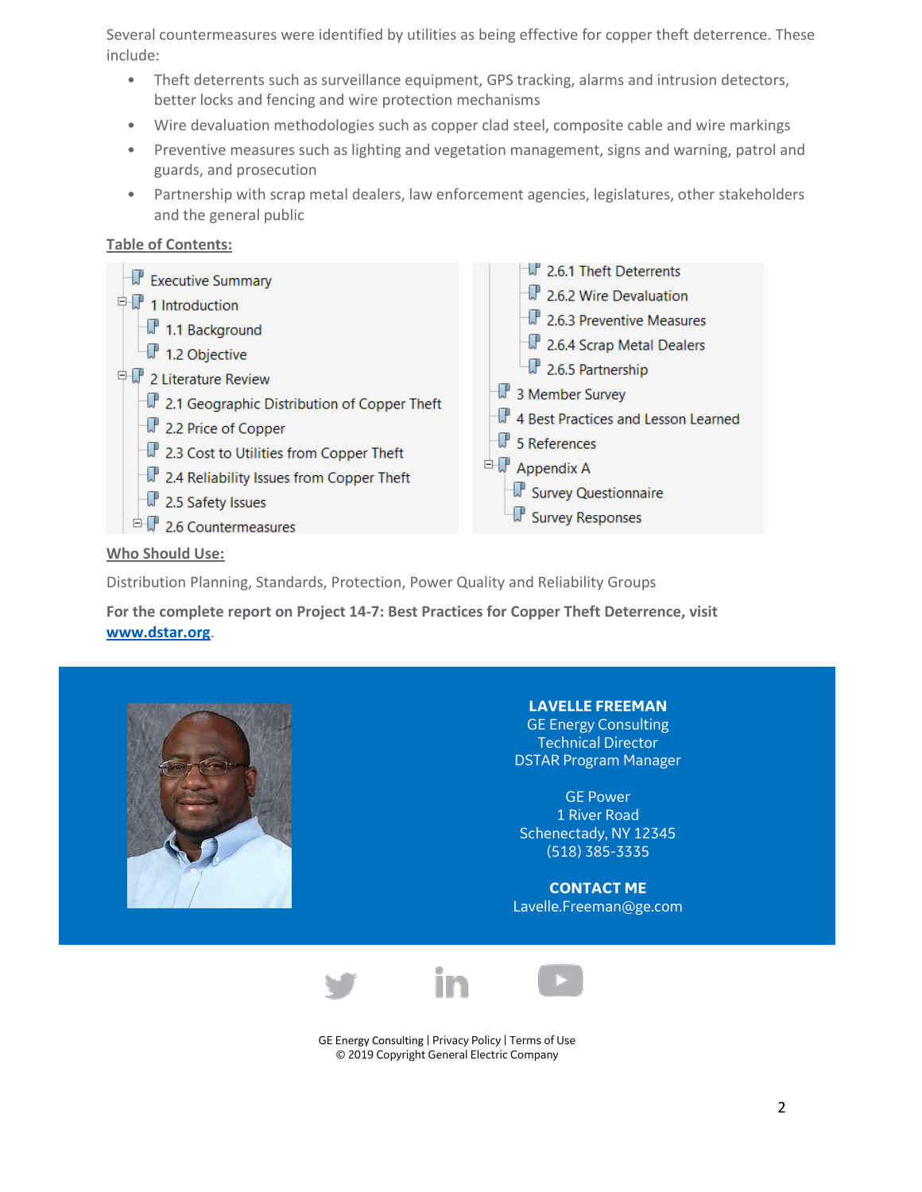Several countermeasures were identified by utilities as being effective for copper theft deterrence. These include:

- Theft deterrents such as surveillance equipment, GPS tracking, alarms and intrusion detectors, better locks and fencing and wire protection mechanisms
- Wire devaluation methodologies such as copper clad steel, composite cable and wire markings
- Preventive measures such as lighting and vegetation management, signs and warning, patrol and guards, and prosecution
- Partnership with scrap metal dealers, law enforcement agencies, legislatures, other stakeholders and the general public

**Table of Contents:**

- Executive Summary
- 1 Introduction
  - 1.1 Background
  - 1.2 Objective
- 2 Literature Review
  - 2.1 Geographic Distribution of Copper Theft
  - 2.2 Price of Copper
  - 2.3 Cost to Utilities from Copper Theft
  - 2.4 Reliability Issues from Copper Theft
  - 2.5 Safety Issues
  - 2.6 Countermeasures
    - 2.6.1 Theft Deterrents
    - 2.6.2 Wire Devaluation
    - 2.6.3 Preventive Measures
    - 2.6.4 Scrap Metal Dealers
    - 2.6.5 Partnership
- 3 Member Survey
- 4 Best Practices and Lesson Learned
- 5 References
- Appendix A
  - Survey Questionnaire
  - Survey Responses

**Who Should Use:**

Distribution Planning, Standards, Protection, Power Quality and Reliability Groups

**For the complete report on Project 14-7: Best Practices for Copper Theft Deterrence, visit www.dstar.org.**

**LAVELLE FREEMAN**
GE Energy Consulting
Technical Director
DSTAR Program Manager

GE Power
1 River Road
Schenectady, NY 12345
(518) 385-3335

**CONTACT ME**
Lavelle.Freeman@ge.com

GE Energy Consulting | Privacy Policy | Terms of Use
© 2019 Copyright General Electric Company